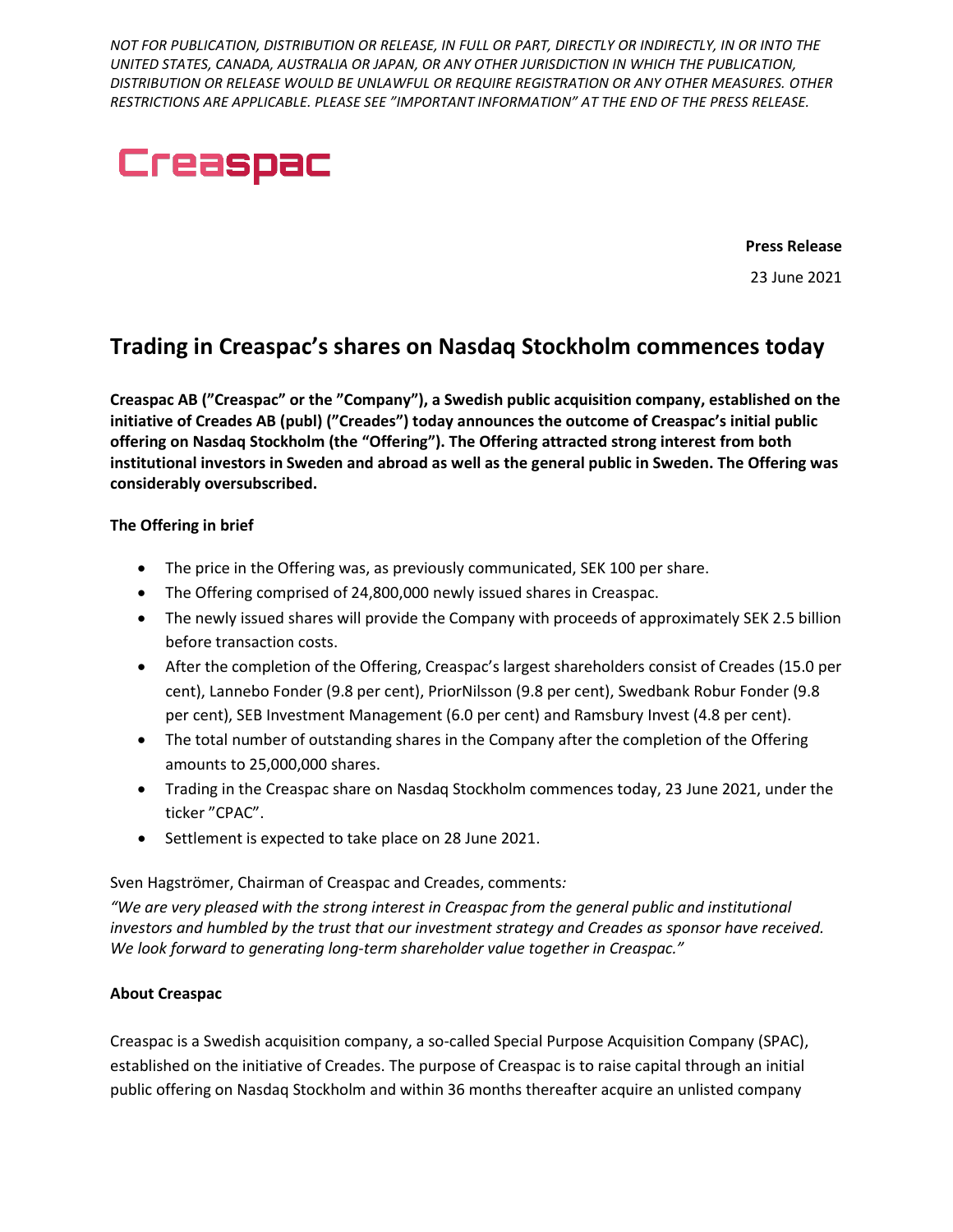*NOT FOR PUBLICATION, DISTRIBUTION OR RELEASE, IN FULL OR PART, DIRECTLY OR INDIRECTLY, IN OR INTO THE UNITED STATES, CANADA, AUSTRALIA OR JAPAN, OR ANY OTHER JURISDICTION IN WHICH THE PUBLICATION, DISTRIBUTION OR RELEASE WOULD BE UNLAWFUL OR REQUIRE REGISTRATION OR ANY OTHER MEASURES. OTHER RESTRICTIONS ARE APPLICABLE. PLEASE SEE "IMPORTANT INFORMATION" AT THE END OF THE PRESS RELEASE.*

Creaspac

**Press Release**

23 June 2021

# Trading in Creaspac's shares on Nasdaq Stockholm commences today

**Creaspac AB ("Creaspac" or the "Company"), a Swedish public acquisition company, established on the initiative of Creades AB (publ) ("Creades") today announces the outcome of Creaspac's initial public offering on Nasdaq Stockholm (the "Offering"). The Offering attracted strong interest from both institutional investors in Sweden and abroad as well as the general public in Sweden. The Offering was considerably oversubscribed.**

**The Offering in brief**

- The price in the Offering was, as previously communicated, SEK 100 per share.
- The Offering comprised of 24,800,000 newly issued shares in Creaspac.
- The newly issued shares will provide the Company with proceeds of approximately SEK 2.5 billion before transaction costs.
- After the completion of the Offering, Creaspac's largest shareholders consist of Creades (15.0 per cent), Lannebo Fonder (9.8 per cent), PriorNilsson (9.8 per cent), Swedbank Robur Fonder (9.8 per cent), SEB Investment Management (6.0 per cent) and Ramsbury Invest (4.8 per cent).
- The total number of outstanding shares in the Company after the completion of the Offering amounts to 25,000,000 shares.
- Trading in the Creaspac share on Nasdaq Stockholm commences today, 23 June 2021, under the ticker "CPAC".
- Settlement is expected to take place on 28 June 2021.

Sven Hagströmer, Chairman of Creaspac and Creades, comments*:*

*"We are very pleased with the strong interest in Creaspac from the general public and institutional investors and humbled by the trust that our investment strategy and Creades as sponsor have received. We look forward to generating long-term shareholder value together in Creaspac."*

**About Creaspac**

Creaspac is a Swedish acquisition company, a so-called Special Purpose Acquisition Company (SPAC), established on the initiative of Creades. The purpose of Creaspac is to raise capital through an initial public offering on Nasdaq Stockholm and within 36 months thereafter acquire an unlisted company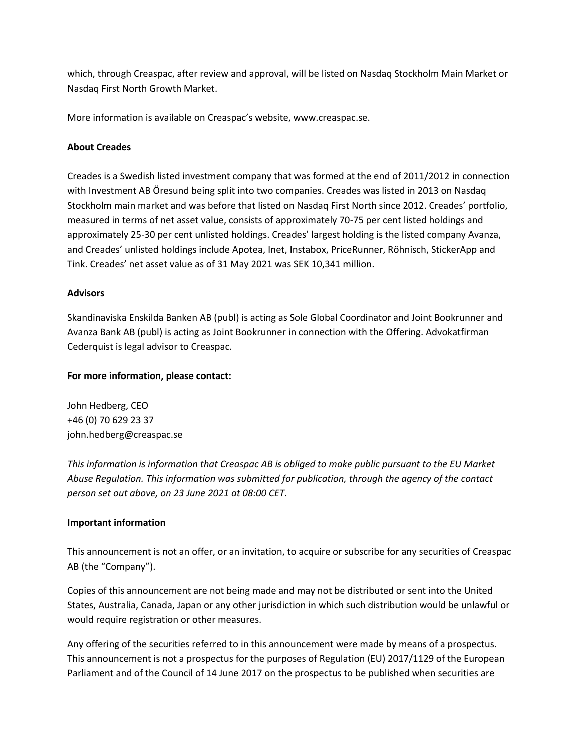which, through Creaspac, after review and approval, will be listed on Nasdaq Stockholm Main Market or Nasdaq First North Growth Market.

More information is available on Creaspac's website, www.creaspac.se.

**About Creades**

Creades is a Swedish listed investment company that was formed at the end of 2011/2012 in connection with Investment AB Öresund being split into two companies. Creades was listed in 2013 on Nasdaq Stockholm main market and was before that listed on Nasdaq First North since 2012. Creades' portfolio, measured in terms of net asset value, consists of approximately 70-75 per cent listed holdings and approximately 25-30 per cent unlisted holdings. Creades' largest holding is the listed company Avanza, and Creades' unlisted holdings include Apotea, Inet, Instabox, PriceRunner, Röhnisch, StickerApp and Tink. Creades' net asset value as of 31 May 2021 was SEK 10,341 million.

**Advisors**

Skandinaviska Enskilda Banken AB (publ) is acting as Sole Global Coordinator and Joint Bookrunner and Avanza Bank AB (publ) is acting as Joint Bookrunner in connection with the Offering. Advokatfirman Cederquist is legal advisor to Creaspac.

**For more information, please contact:**

John Hedberg, CEO
+46 (0) 70 629 23 37
john.hedberg@creaspac.se

*This information is information that Creaspac AB is obliged to make public pursuant to the EU Market Abuse Regulation. This information was submitted for publication, through the agency of the contact person set out above, on 23 June 2021 at 08:00 CET.*

**Important information**

This announcement is not an offer, or an invitation, to acquire or subscribe for any securities of Creaspac AB (the "Company").

Copies of this announcement are not being made and may not be distributed or sent into the United States, Australia, Canada, Japan or any other jurisdiction in which such distribution would be unlawful or would require registration or other measures.

Any offering of the securities referred to in this announcement were made by means of a prospectus. This announcement is not a prospectus for the purposes of Regulation (EU) 2017/1129 of the European Parliament and of the Council of 14 June 2017 on the prospectus to be published when securities are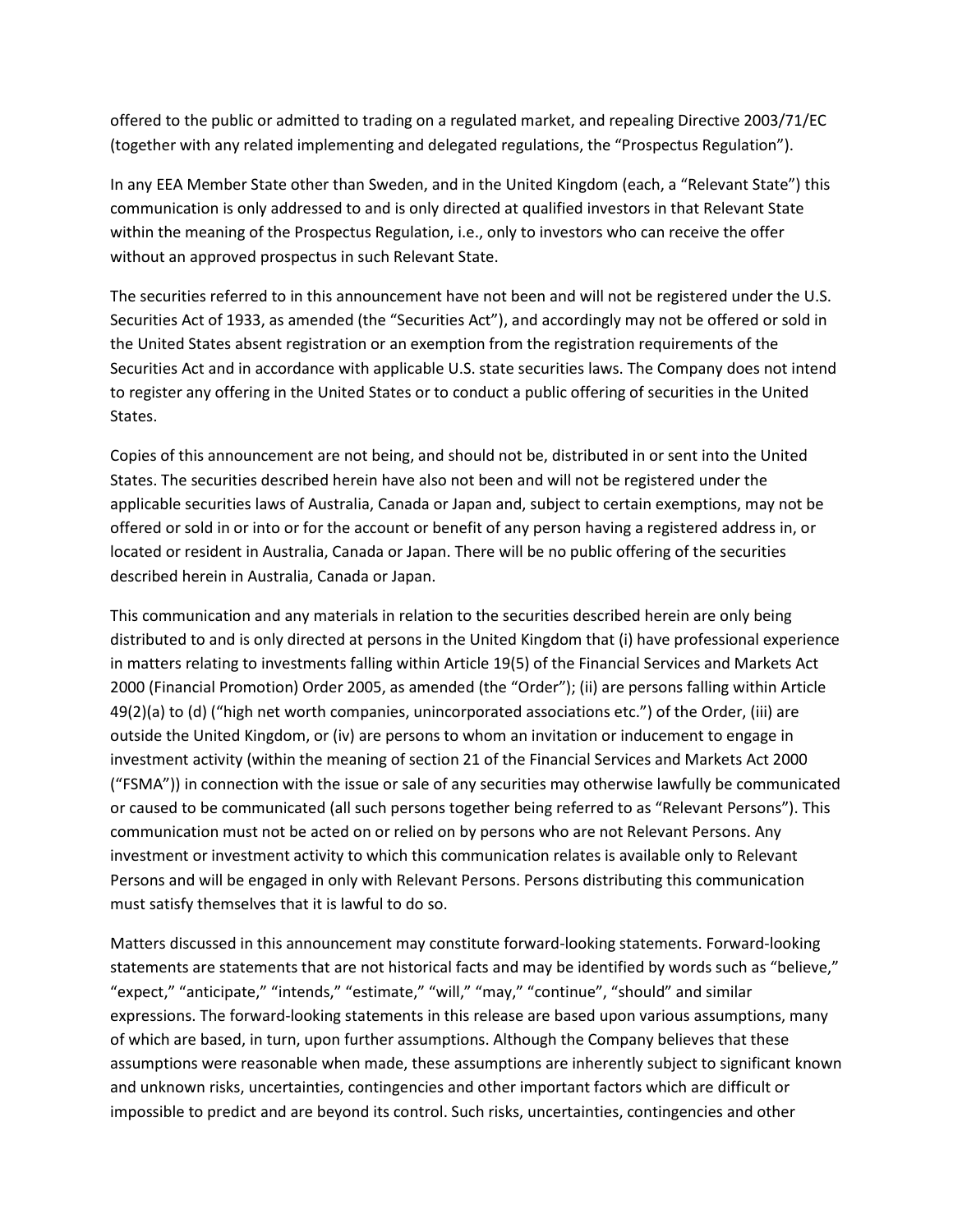offered to the public or admitted to trading on a regulated market, and repealing Directive 2003/71/EC (together with any related implementing and delegated regulations, the "Prospectus Regulation").

In any EEA Member State other than Sweden, and in the United Kingdom (each, a "Relevant State") this communication is only addressed to and is only directed at qualified investors in that Relevant State within the meaning of the Prospectus Regulation, i.e., only to investors who can receive the offer without an approved prospectus in such Relevant State.

The securities referred to in this announcement have not been and will not be registered under the U.S. Securities Act of 1933, as amended (the "Securities Act"), and accordingly may not be offered or sold in the United States absent registration or an exemption from the registration requirements of the Securities Act and in accordance with applicable U.S. state securities laws. The Company does not intend to register any offering in the United States or to conduct a public offering of securities in the United States.

Copies of this announcement are not being, and should not be, distributed in or sent into the United States. The securities described herein have also not been and will not be registered under the applicable securities laws of Australia, Canada or Japan and, subject to certain exemptions, may not be offered or sold in or into or for the account or benefit of any person having a registered address in, or located or resident in Australia, Canada or Japan. There will be no public offering of the securities described herein in Australia, Canada or Japan.

This communication and any materials in relation to the securities described herein are only being distributed to and is only directed at persons in the United Kingdom that (i) have professional experience in matters relating to investments falling within Article 19(5) of the Financial Services and Markets Act 2000 (Financial Promotion) Order 2005, as amended (the "Order"); (ii) are persons falling within Article 49(2)(a) to (d) ("high net worth companies, unincorporated associations etc.") of the Order, (iii) are outside the United Kingdom, or (iv) are persons to whom an invitation or inducement to engage in investment activity (within the meaning of section 21 of the Financial Services and Markets Act 2000 ("FSMA")) in connection with the issue or sale of any securities may otherwise lawfully be communicated or caused to be communicated (all such persons together being referred to as "Relevant Persons"). This communication must not be acted on or relied on by persons who are not Relevant Persons. Any investment or investment activity to which this communication relates is available only to Relevant Persons and will be engaged in only with Relevant Persons. Persons distributing this communication must satisfy themselves that it is lawful to do so.

Matters discussed in this announcement may constitute forward-looking statements. Forward-looking statements are statements that are not historical facts and may be identified by words such as "believe," "expect," "anticipate," "intends," "estimate," "will," "may," "continue", "should" and similar expressions. The forward-looking statements in this release are based upon various assumptions, many of which are based, in turn, upon further assumptions. Although the Company believes that these assumptions were reasonable when made, these assumptions are inherently subject to significant known and unknown risks, uncertainties, contingencies and other important factors which are difficult or impossible to predict and are beyond its control. Such risks, uncertainties, contingencies and other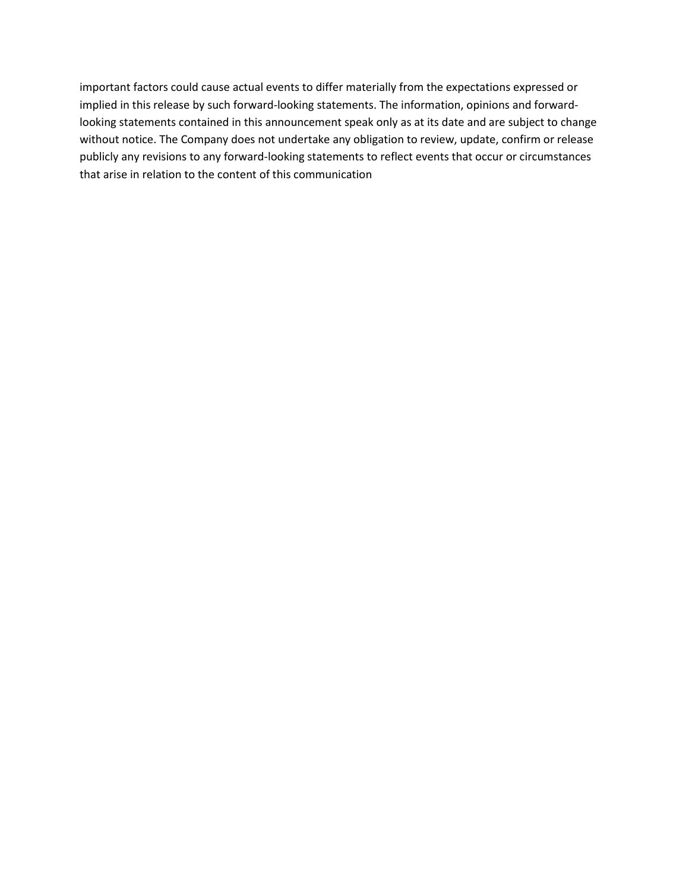important factors could cause actual events to differ materially from the expectations expressed or implied in this release by such forward-looking statements. The information, opinions and forward-looking statements contained in this announcement speak only as at its date and are subject to change without notice. The Company does not undertake any obligation to review, update, confirm or release publicly any revisions to any forward-looking statements to reflect events that occur or circumstances that arise in relation to the content of this communication